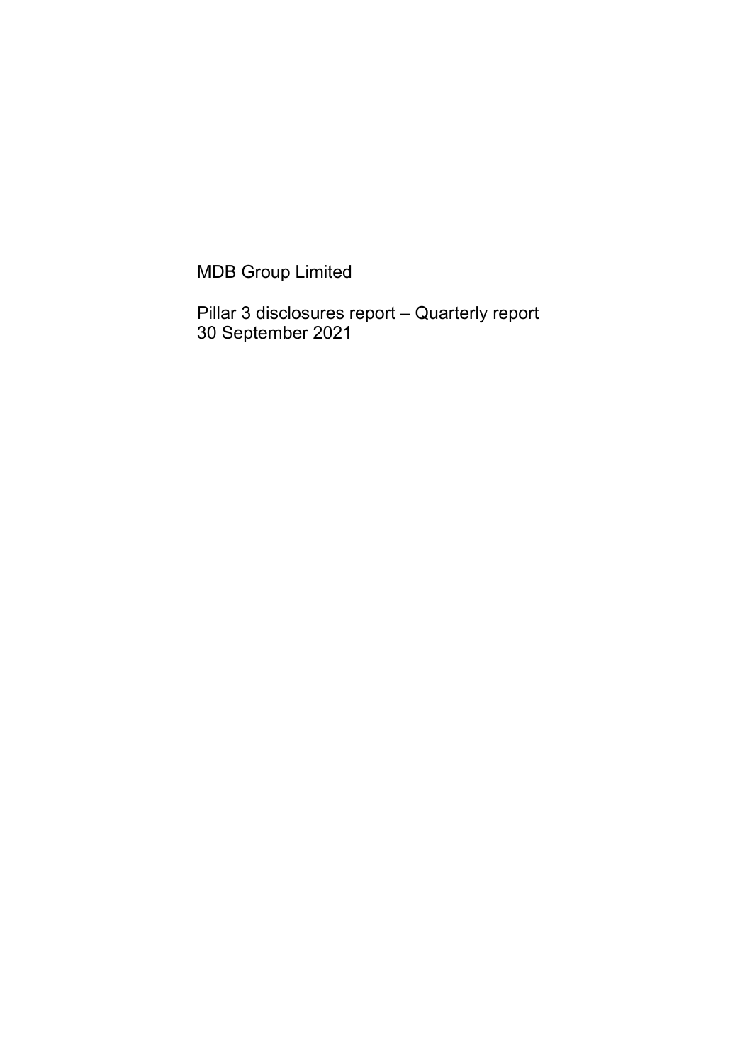MDB Group Limited

Pillar 3 disclosures report – Quarterly report
30 September 2021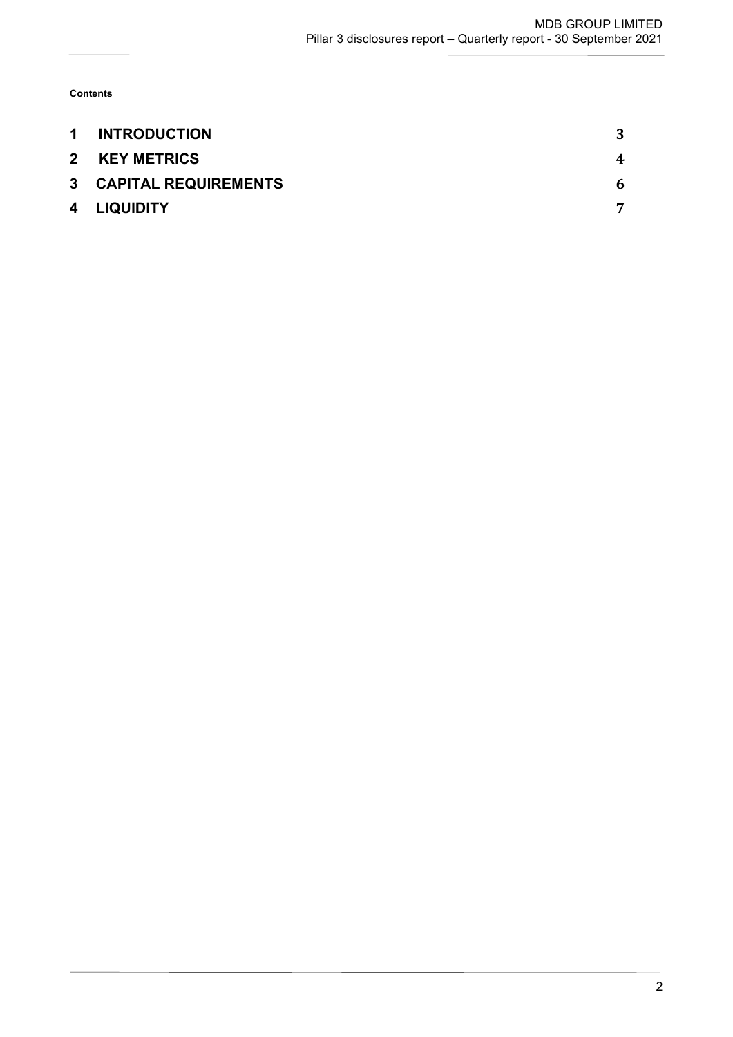**Contents**

| | | |
|---|---|---|
| 1 | INTRODUCTION | 3 |
| 2 | KEY METRICS | 4 |
| 3 | CAPITAL REQUIREMENTS | 6 |
| 4 | LIQUIDITY | 7 |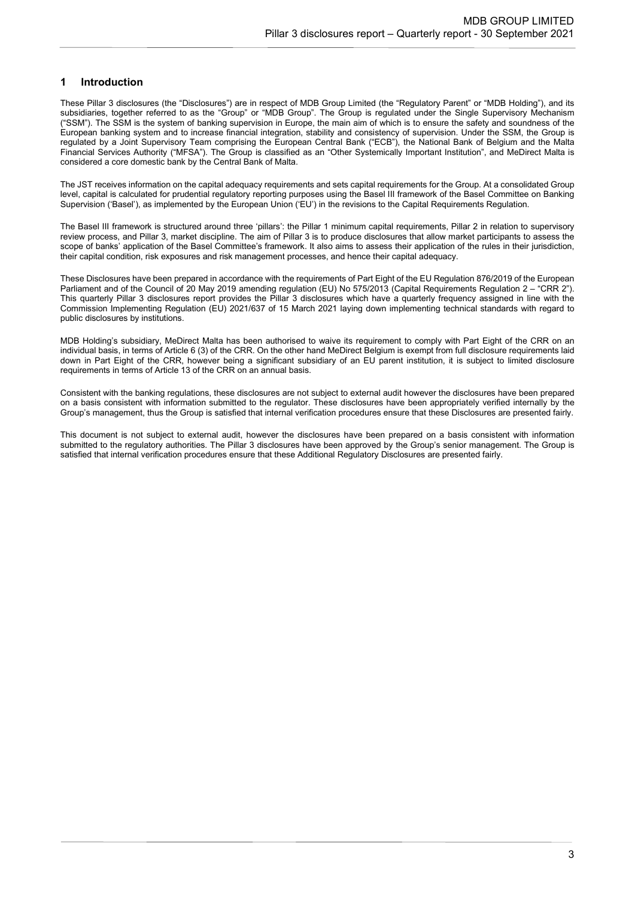## 1 Introduction

These Pillar 3 disclosures (the "Disclosures") are in respect of MDB Group Limited (the "Regulatory Parent" or "MDB Holding"), and its subsidiaries, together referred to as the "Group" or "MDB Group". The Group is regulated under the Single Supervisory Mechanism ("SSM"). The SSM is the system of banking supervision in Europe, the main aim of which is to ensure the safety and soundness of the European banking system and to increase financial integration, stability and consistency of supervision. Under the SSM, the Group is regulated by a Joint Supervisory Team comprising the European Central Bank ("ECB"), the National Bank of Belgium and the Malta Financial Services Authority ("MFSA"). The Group is classified as an "Other Systemically Important Institution", and MeDirect Malta is considered a core domestic bank by the Central Bank of Malta.

The JST receives information on the capital adequacy requirements and sets capital requirements for the Group. At a consolidated Group level, capital is calculated for prudential regulatory reporting purposes using the Basel III framework of the Basel Committee on Banking Supervision ('Basel'), as implemented by the European Union ('EU') in the revisions to the Capital Requirements Regulation.

The Basel III framework is structured around three 'pillars': the Pillar 1 minimum capital requirements, Pillar 2 in relation to supervisory review process, and Pillar 3, market discipline. The aim of Pillar 3 is to produce disclosures that allow market participants to assess the scope of banks' application of the Basel Committee's framework. It also aims to assess their application of the rules in their jurisdiction, their capital condition, risk exposures and risk management processes, and hence their capital adequacy.

These Disclosures have been prepared in accordance with the requirements of Part Eight of the EU Regulation 876/2019 of the European Parliament and of the Council of 20 May 2019 amending regulation (EU) No 575/2013 (Capital Requirements Regulation 2 – "CRR 2"). This quarterly Pillar 3 disclosures report provides the Pillar 3 disclosures which have a quarterly frequency assigned in line with the Commission Implementing Regulation (EU) 2021/637 of 15 March 2021 laying down implementing technical standards with regard to public disclosures by institutions.

MDB Holding's subsidiary, MeDirect Malta has been authorised to waive its requirement to comply with Part Eight of the CRR on an individual basis, in terms of Article 6 (3) of the CRR. On the other hand MeDirect Belgium is exempt from full disclosure requirements laid down in Part Eight of the CRR, however being a significant subsidiary of an EU parent institution, it is subject to limited disclosure requirements in terms of Article 13 of the CRR on an annual basis.

Consistent with the banking regulations, these disclosures are not subject to external audit however the disclosures have been prepared on a basis consistent with information submitted to the regulator. These disclosures have been appropriately verified internally by the Group's management, thus the Group is satisfied that internal verification procedures ensure that these Disclosures are presented fairly.

This document is not subject to external audit, however the disclosures have been prepared on a basis consistent with information submitted to the regulatory authorities. The Pillar 3 disclosures have been approved by the Group's senior management. The Group is satisfied that internal verification procedures ensure that these Additional Regulatory Disclosures are presented fairly.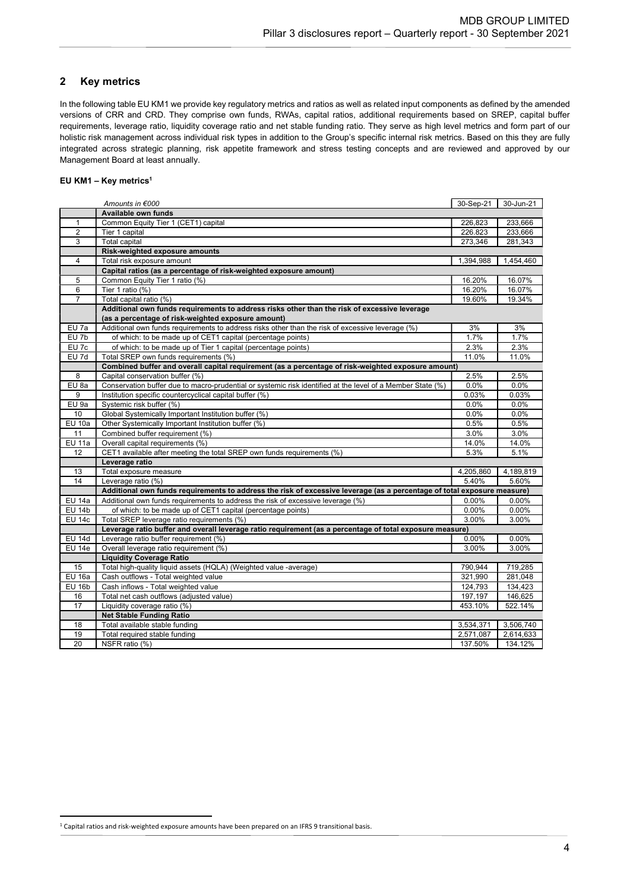## 2 Key metrics

In the following table EU KM1 we provide key regulatory metrics and ratios as well as related input components as defined by the amended versions of CRR and CRD. They comprise own funds, RWAs, capital ratios, additional requirements based on SREP, capital buffer requirements, leverage ratio, liquidity coverage ratio and net stable funding ratio. They serve as high level metrics and form part of our holistic risk management across individual risk types in addition to the Group's specific internal risk metrics. Based on this they are fully integrated across strategic planning, risk appetite framework and stress testing concepts and are reviewed and approved by our Management Board at least annually.

**EU KM1 – Key metrics[1]**

| | *Amounts in €000* | 30-Sep-21 | 30-Jun-21 |
|---|---|---|---|
| | **Available own funds** | | |
| 1 | Common Equity Tier 1 (CET1) capital | 226,823 | 233,666 |
| 2 | Tier 1 capital | 226,823 | 233,666 |
| 3 | Total capital | 273,346 | 281,343 |
| | **Risk-weighted exposure amounts** | | |
| 4 | Total risk exposure amount | 1,394,988 | 1,454,460 |
| | **Capital ratios (as a percentage of risk-weighted exposure amount)** | | |
| 5 | Common Equity Tier 1 ratio (%) | 16.20% | 16.07% |
| 6 | Tier 1 ratio (%) | 16.20% | 16.07% |
| 7 | Total capital ratio (%) | 19.60% | 19.34% |
| | **Additional own funds requirements to address risks other than the risk of excessive leverage (as a percentage of risk-weighted exposure amount)** | | |
| EU 7a | Additional own funds requirements to address risks other than the risk of excessive leverage (%) | 3% | 3% |
| EU 7b | of which: to be made up of CET1 capital (percentage points) | 1.7% | 1.7% |
| EU 7c | of which: to be made up of Tier 1 capital (percentage points) | 2.3% | 2.3% |
| EU 7d | Total SREP own funds requirements (%) | 11.0% | 11.0% |
| | **Combined buffer and overall capital requirement (as a percentage of risk-weighted exposure amount)** | | |
| 8 | Capital conservation buffer (%) | 2.5% | 2.5% |
| EU 8a | Conservation buffer due to macro-prudential or systemic risk identified at the level of a Member State (%) | 0.0% | 0.0% |
| 9 | Institution specific countercyclical capital buffer (%) | 0.03% | 0.03% |
| EU 9a | Systemic risk buffer (%) | 0.0% | 0.0% |
| 10 | Global Systemically Important Institution buffer (%) | 0.0% | 0.0% |
| EU 10a | Other Systemically Important Institution buffer (%) | 0.5% | 0.5% |
| 11 | Combined buffer requirement (%) | 3.0% | 3.0% |
| EU 11a | Overall capital requirements (%) | 14.0% | 14.0% |
| 12 | CET1 available after meeting the total SREP own funds requirements (%) | 5.3% | 5.1% |
| | **Leverage ratio** | | |
| 13 | Total exposure measure | 4,205,860 | 4,189,819 |
| 14 | Leverage ratio (%) | 5.40% | 5.60% |
| | **Additional own funds requirements to address the risk of excessive leverage (as a percentage of total exposure measure)** | | |
| EU 14a | Additional own funds requirements to address the risk of excessive leverage (%) | 0.00% | 0.00% |
| EU 14b | of which: to be made up of CET1 capital (percentage points) | 0.00% | 0.00% |
| EU 14c | Total SREP leverage ratio requirements (%) | 3.00% | 3.00% |
| | **Leverage ratio buffer and overall leverage ratio requirement (as a percentage of total exposure measure)** | | |
| EU 14d | Leverage ratio buffer requirement (%) | 0.00% | 0.00% |
| EU 14e | Overall leverage ratio requirement (%) | 3.00% | 3.00% |
| | **Liquidity Coverage Ratio** | | |
| 15 | Total high-quality liquid assets (HQLA) (Weighted value -average) | 790,944 | 719,285 |
| EU 16a | Cash outflows - Total weighted value | 321,990 | 281,048 |
| EU 16b | Cash inflows - Total weighted value | 124,793 | 134,423 |
| 16 | Total net cash outflows (adjusted value) | 197,197 | 146,625 |
| 17 | Liquidity coverage ratio (%) | 453.10% | 522.14% |
| | **Net Stable Funding Ratio** | | |
| 18 | Total available stable funding | 3,534,371 | 3,506,740 |
| 19 | Total required stable funding | 2,571,087 | 2,614,633 |
| 20 | NSFR ratio (%) | 137.50% | 134.12% |

[1] Capital ratios and risk-weighted exposure amounts have been prepared on an IFRS 9 transitional basis.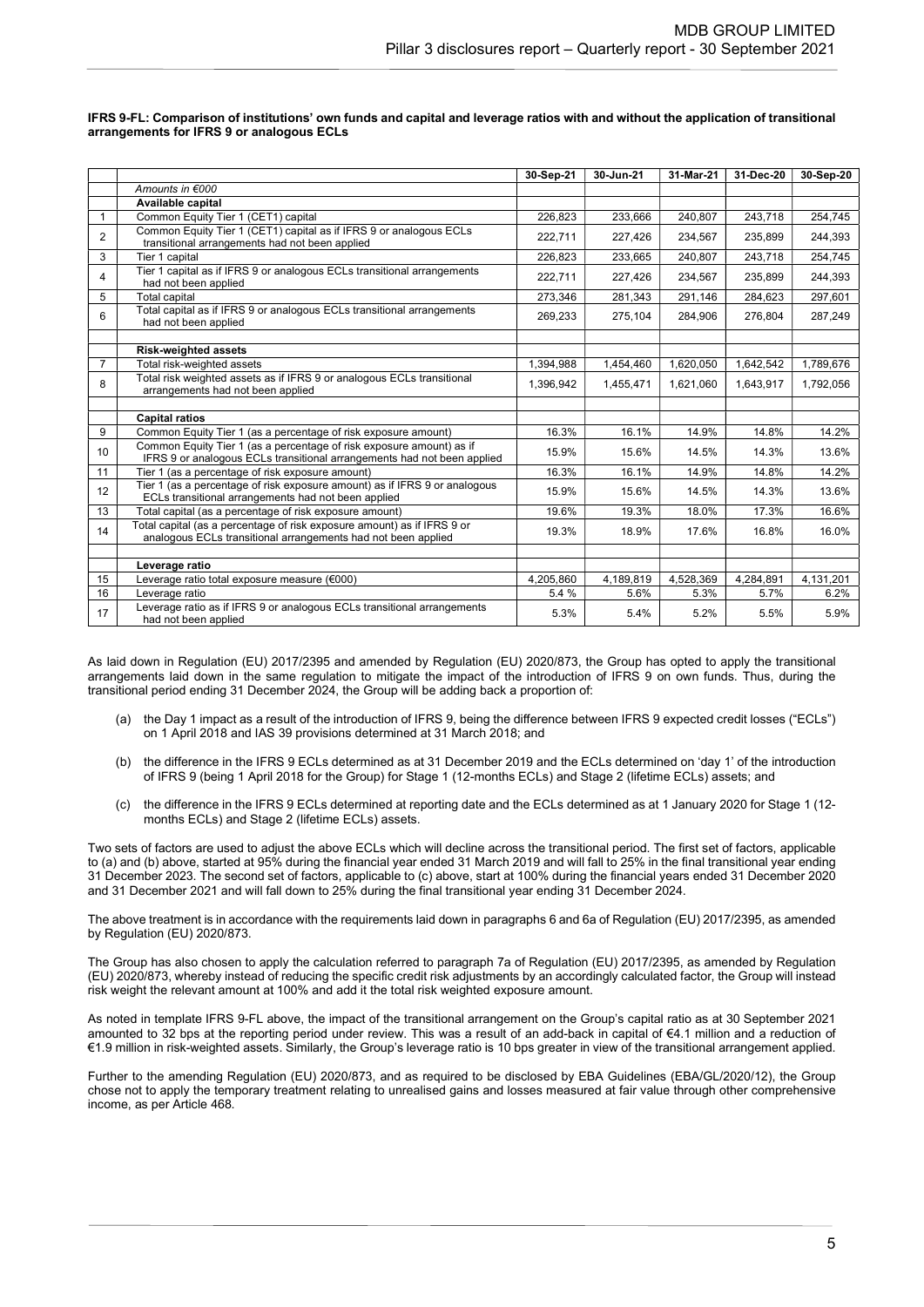**IFRS 9-FL: Comparison of institutions' own funds and capital and leverage ratios with and without the application of transitional arrangements for IFRS 9 or analogous ECLs**

| | | 30-Sep-21 | 30-Jun-21 | 31-Mar-21 | 31-Dec-20 | 30-Sep-20 |
|---|---|---|---|---|---|---|
| | *Amounts in €000* | | | | | |
| | **Available capital** | | | | | |
| 1 | Common Equity Tier 1 (CET1) capital | 226,823 | 233,666 | 240,807 | 243,718 | 254,745 |
| 2 | Common Equity Tier 1 (CET1) capital as if IFRS 9 or analogous ECLs transitional arrangements had not been applied | 222,711 | 227,426 | 234,567 | 235,899 | 244,393 |
| 3 | Tier 1 capital | 226,823 | 233,665 | 240,807 | 243,718 | 254,745 |
| 4 | Tier 1 capital as if IFRS 9 or analogous ECLs transitional arrangements had not been applied | 222,711 | 227,426 | 234,567 | 235,899 | 244,393 |
| 5 | Total capital | 273,346 | 281,343 | 291,146 | 284,623 | 297,601 |
| 6 | Total capital as if IFRS 9 or analogous ECLs transitional arrangements had not been applied | 269,233 | 275,104 | 284,906 | 276,804 | 287,249 |
| | | | | | | |
| | **Risk-weighted assets** | | | | | |
| 7 | Total risk-weighted assets | 1,394,988 | 1,454,460 | 1,620,050 | 1,642,542 | 1,789,676 |
| 8 | Total risk weighted assets as if IFRS 9 or analogous ECLs transitional arrangements had not been applied | 1,396,942 | 1,455,471 | 1,621,060 | 1,643,917 | 1,792,056 |
| | | | | | | |
| | **Capital ratios** | | | | | |
| 9 | Common Equity Tier 1 (as a percentage of risk exposure amount) | 16.3% | 16.1% | 14.9% | 14.8% | 14.2% |
| 10 | Common Equity Tier 1 (as a percentage of risk exposure amount) as if IFRS 9 or analogous ECLs transitional arrangements had not been applied | 15.9% | 15.6% | 14.5% | 14.3% | 13.6% |
| 11 | Tier 1 (as a percentage of risk exposure amount) | 16.3% | 16.1% | 14.9% | 14.8% | 14.2% |
| 12 | Tier 1 (as a percentage of risk exposure amount) as if IFRS 9 or analogous ECLs transitional arrangements had not been applied | 15.9% | 15.6% | 14.5% | 14.3% | 13.6% |
| 13 | Total capital (as a percentage of risk exposure amount) | 19.6% | 19.3% | 18.0% | 17.3% | 16.6% |
| 14 | Total capital (as a percentage of risk exposure amount) as if IFRS 9 or analogous ECLs transitional arrangements had not been applied | 19.3% | 18.9% | 17.6% | 16.8% | 16.0% |
| | | | | | | |
| | **Leverage ratio** | | | | | |
| 15 | Leverage ratio total exposure measure (€000) | 4,205,860 | 4,189,819 | 4,528,369 | 4,284,891 | 4,131,201 |
| 16 | Leverage ratio | 5.4 % | 5.6% | 5.3% | 5.7% | 6.2% |
| 17 | Leverage ratio as if IFRS 9 or analogous ECLs transitional arrangements had not been applied | 5.3% | 5.4% | 5.2% | 5.5% | 5.9% |

As laid down in Regulation (EU) 2017/2395 and amended by Regulation (EU) 2020/873, the Group has opted to apply the transitional arrangements laid down in the same regulation to mitigate the impact of the introduction of IFRS 9 on own funds. Thus, during the transitional period ending 31 December 2024, the Group will be adding back a proportion of:

(a) the Day 1 impact as a result of the introduction of IFRS 9, being the difference between IFRS 9 expected credit losses ("ECLs") on 1 April 2018 and IAS 39 provisions determined at 31 March 2018; and

(b) the difference in the IFRS 9 ECLs determined as at 31 December 2019 and the ECLs determined on 'day 1' of the introduction of IFRS 9 (being 1 April 2018 for the Group) for Stage 1 (12-months ECLs) and Stage 2 (lifetime ECLs) assets; and

(c) the difference in the IFRS 9 ECLs determined at reporting date and the ECLs determined as at 1 January 2020 for Stage 1 (12-months ECLs) and Stage 2 (lifetime ECLs) assets.

Two sets of factors are used to adjust the above ECLs which will decline across the transitional period. The first set of factors, applicable to (a) and (b) above, started at 95% during the financial year ended 31 March 2019 and will fall to 25% in the final transitional year ending 31 December 2023. The second set of factors, applicable to (c) above, start at 100% during the financial years ended 31 December 2020 and 31 December 2021 and will fall down to 25% during the final transitional year ending 31 December 2024.

The above treatment is in accordance with the requirements laid down in paragraphs 6 and 6a of Regulation (EU) 2017/2395, as amended by Regulation (EU) 2020/873.

The Group has also chosen to apply the calculation referred to paragraph 7a of Regulation (EU) 2017/2395, as amended by Regulation (EU) 2020/873, whereby instead of reducing the specific credit risk adjustments by an accordingly calculated factor, the Group will instead risk weight the relevant amount at 100% and add it the total risk weighted exposure amount.

As noted in template IFRS 9-FL above, the impact of the transitional arrangement on the Group's capital ratio as at 30 September 2021 amounted to 32 bps at the reporting period under review. This was a result of an add-back in capital of €4.1 million and a reduction of €1.9 million in risk-weighted assets. Similarly, the Group's leverage ratio is 10 bps greater in view of the transitional arrangement applied.

Further to the amending Regulation (EU) 2020/873, and as required to be disclosed by EBA Guidelines (EBA/GL/2020/12), the Group chose not to apply the temporary treatment relating to unrealised gains and losses measured at fair value through other comprehensive income, as per Article 468.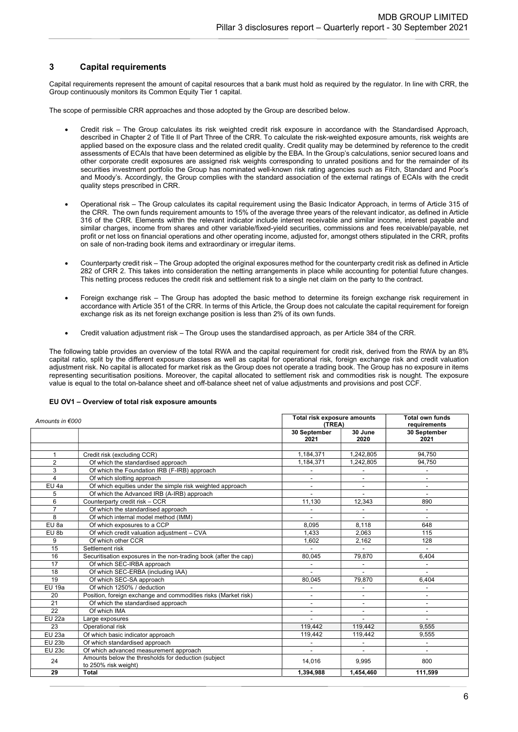# 3 Capital requirements

Capital requirements represent the amount of capital resources that a bank must hold as required by the regulator. In line with CRR, the Group continuously monitors its Common Equity Tier 1 capital.

The scope of permissible CRR approaches and those adopted by the Group are described below.

- Credit risk – The Group calculates its risk weighted credit risk exposure in accordance with the Standardised Approach, described in Chapter 2 of Title II of Part Three of the CRR. To calculate the risk-weighted exposure amounts, risk weights are applied based on the exposure class and the related credit quality. Credit quality may be determined by reference to the credit assessments of ECAIs that have been determined as eligible by the EBA. In the Group's calculations, senior secured loans and other corporate credit exposures are assigned risk weights corresponding to unrated positions and for the remainder of its securities investment portfolio the Group has nominated well-known risk rating agencies such as Fitch, Standard and Poor's and Moody's. Accordingly, the Group complies with the standard association of the external ratings of ECAIs with the credit quality steps prescribed in CRR.

- Operational risk – The Group calculates its capital requirement using the Basic Indicator Approach, in terms of Article 315 of the CRR. The own funds requirement amounts to 15% of the average three years of the relevant indicator, as defined in Article 316 of the CRR. Elements within the relevant indicator include interest receivable and similar income, interest payable and similar charges, income from shares and other variable/fixed-yield securities, commissions and fees receivable/payable, net profit or net loss on financial operations and other operating income, adjusted for, amongst others stipulated in the CRR, profits on sale of non-trading book items and extraordinary or irregular items.

- Counterparty credit risk – The Group adopted the original exposures method for the counterparty credit risk as defined in Article 282 of CRR 2. This takes into consideration the netting arrangements in place while accounting for potential future changes. This netting process reduces the credit risk and settlement risk to a single net claim on the party to the contract.

- Foreign exchange risk – The Group has adopted the basic method to determine its foreign exchange risk requirement in accordance with Article 351 of the CRR. In terms of this Article, the Group does not calculate the capital requirement for foreign exchange risk as its net foreign exchange position is less than 2% of its own funds.

- Credit valuation adjustment risk – The Group uses the standardised approach, as per Article 384 of the CRR.

The following table provides an overview of the total RWA and the capital requirement for credit risk, derived from the RWA by an 8% capital ratio, split by the different exposure classes as well as capital for operational risk, foreign exchange risk and credit valuation adjustment risk. No capital is allocated for market risk as the Group does not operate a trading book. The Group has no exposure in items representing securitisation positions. Moreover, the capital allocated to settlement risk and commodities risk is nought. The exposure value is equal to the total on-balance sheet and off-balance sheet net of value adjustments and provisions and post CCF.

**EU OV1 – Overview of total risk exposure amounts**

| *Amounts in €000* | | Total risk exposure amounts (TREA) | | Total own funds requirements |
|---|---|---|---|---|
| | | 30 September 2021 | 30 June 2020 | 30 September 2021 |
| 1 | Credit risk (excluding CCR) | 1,184,371 | 1,242,805 | 94,750 |
| 2 | Of which the standardised approach | 1,184,371 | 1,242,805 | 94,750 |
| 3 | Of which the Foundation IRB (F-IRB) approach | - | - | - |
| 4 | Of which slotting approach | - | - | - |
| EU 4a | Of which equities under the simple risk weighted approach | - | - | - |
| 5 | Of which the Advanced IRB (A-IRB) approach | - | - | - |
| 6 | Counterparty credit risk – CCR | 11,130 | 12,343 | 890 |
| 7 | Of which the standardised approach | - | - | - |
| 8 | Of which internal model method (IMM) | - | - | - |
| EU 8a | Of which exposures to a CCP | 8,095 | 8,118 | 648 |
| EU 8b | Of which credit valuation adjustment – CVA | 1,433 | 2,063 | 115 |
| 9 | Of which other CCR | 1,602 | 2,162 | 128 |
| 15 | Settlement risk | - | - | - |
| 16 | Securitisation exposures in the non-trading book (after the cap) | 80,045 | 79,870 | 6,404 |
| 17 | Of which SEC-IRBA approach | - | - | - |
| 18 | Of which SEC-ERBA (including IAA) | - | - | - |
| 19 | Of which SEC-SA approach | 80,045 | 79,870 | 6,404 |
| EU 19a | Of which 1250% / deduction | - | - | - |
| 20 | Position, foreign exchange and commodities risks (Market risk) | - | - | - |
| 21 | Of which the standardised approach | - | - | - |
| 22 | Of which IMA | - | - | - |
| EU 22a | Large exposures | - | - | - |
| 23 | Operational risk | 119,442 | 119,442 | 9,555 |
| EU 23a | Of which basic indicator approach | 119,442 | 119,442 | 9,555 |
| EU 23b | Of which standardised approach | - | - | - |
| EU 23c | Of which advanced measurement approach | - | - | - |
| 24 | Amounts below the thresholds for deduction (subject to 250% risk weight) | 14,016 | 9,995 | 800 |
| **29** | **Total** | **1,394,988** | **1,454,460** | **111,599** |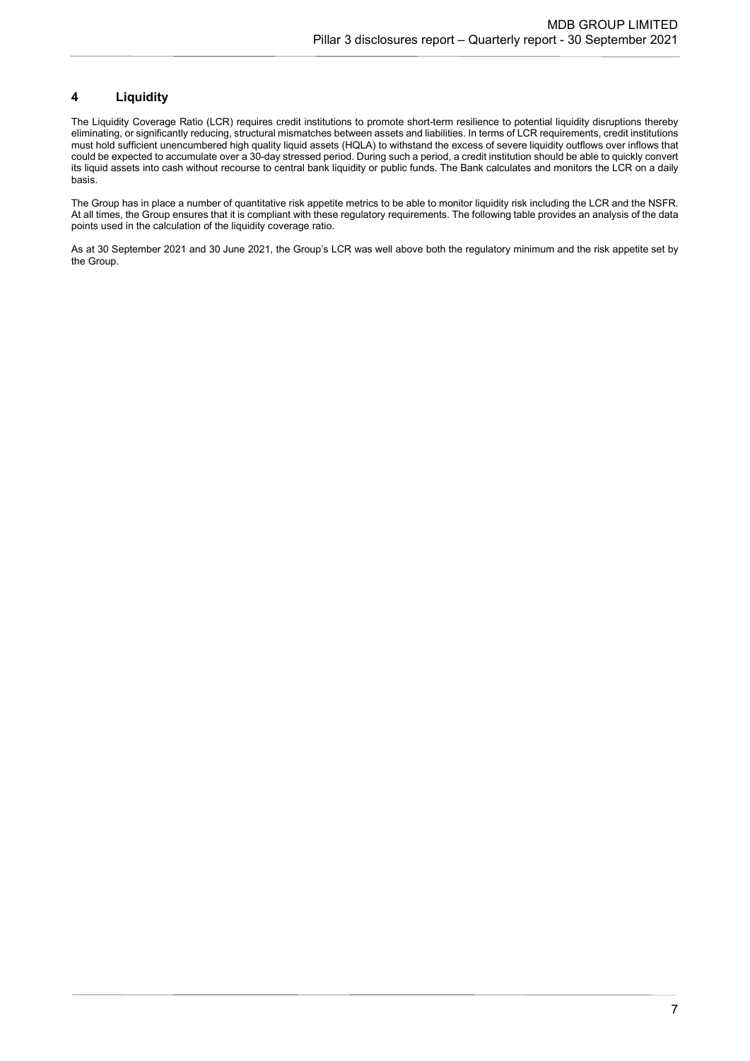## 4 Liquidity

The Liquidity Coverage Ratio (LCR) requires credit institutions to promote short-term resilience to potential liquidity disruptions thereby eliminating, or significantly reducing, structural mismatches between assets and liabilities. In terms of LCR requirements, credit institutions must hold sufficient unencumbered high quality liquid assets (HQLA) to withstand the excess of severe liquidity outflows over inflows that could be expected to accumulate over a 30-day stressed period. During such a period, a credit institution should be able to quickly convert its liquid assets into cash without recourse to central bank liquidity or public funds. The Bank calculates and monitors the LCR on a daily basis.

The Group has in place a number of quantitative risk appetite metrics to be able to monitor liquidity risk including the LCR and the NSFR. At all times, the Group ensures that it is compliant with these regulatory requirements. The following table provides an analysis of the data points used in the calculation of the liquidity coverage ratio.

As at 30 September 2021 and 30 June 2021, the Group's LCR was well above both the regulatory minimum and the risk appetite set by the Group.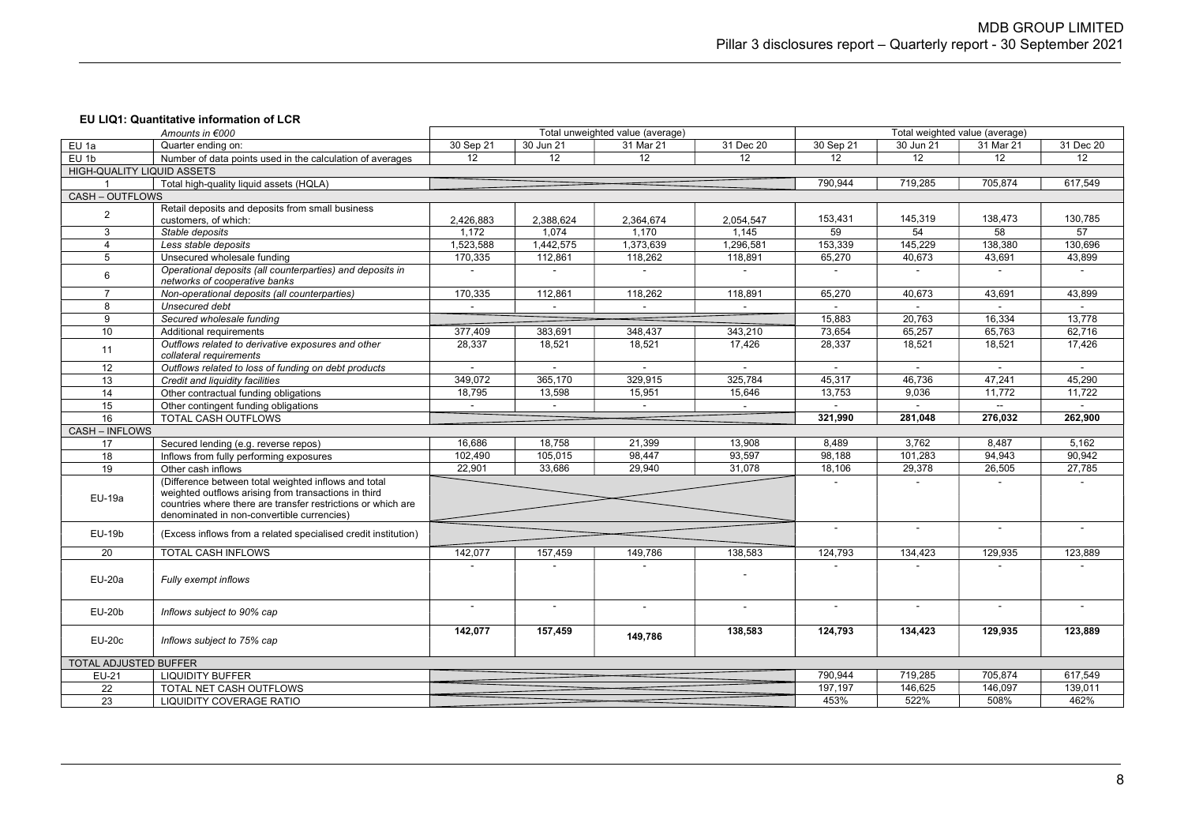### EU LIQ1: Quantitative information of LCR

| | *Amounts in €000* | Total unweighted value (average) | | | | Total weighted value (average) | | | |
|---|---|---|---|---|---|---|---|---|---|
| EU 1a | Quarter ending on: | 30 Sep 21 | 30 Jun 21 | 31 Mar 21 | 31 Dec 20 | 30 Sep 21 | 30 Jun 21 | 31 Mar 21 | 31 Dec 20 |
| EU 1b | Number of data points used in the calculation of averages | 12 | 12 | 12 | 12 | 12 | 12 | 12 | 12 |
| HIGH-QUALITY LIQUID ASSETS | | | | | | | | | |
| 1 | Total high-quality liquid assets (HQLA) | | | | | 790,944 | 719,285 | 705,874 | 617,549 |
| CASH – OUTFLOWS | | | | | | | | | |
| 2 | Retail deposits and deposits from small business customers, of which: | 2,426,883 | 2,388,624 | 2,364,674 | 2,054,547 | 153,431 | 145,319 | 138,473 | 130,785 |
| 3 | *Stable deposits* | 1,172 | 1,074 | 1,170 | 1,145 | 59 | 54 | 58 | 57 |
| 4 | *Less stable deposits* | 1,523,588 | 1,442,575 | 1,373,639 | 1,296,581 | 153,339 | 145,229 | 138,380 | 130,696 |
| 5 | Unsecured wholesale funding | 170,335 | 112,861 | 118,262 | 118,891 | 65,270 | 40,673 | 43,691 | 43,899 |
| 6 | *Operational deposits (all counterparties) and deposits in networks of cooperative banks* | - | - | - | - | - | - | - | - |
| 7 | *Non-operational deposits (all counterparties)* | 170,335 | 112,861 | 118,262 | 118,891 | 65,270 | 40,673 | 43,691 | 43,899 |
| 8 | *Unsecured debt* | - | - | - | - | - | - | - | - |
| 9 | *Secured wholesale funding* | | | | | 15,883 | 20,763 | 16,334 | 13,778 |
| 10 | Additional requirements | 377,409 | 383,691 | 348,437 | 343,210 | 73,654 | 65,257 | 65,763 | 62,716 |
| 11 | *Outflows related to derivative exposures and other collateral requirements* | 28,337 | 18,521 | 18,521 | 17,426 | 28,337 | 18,521 | 18,521 | 17,426 |
| 12 | *Outflows related to loss of funding on debt products* | - | - | - | - | - | - | - | - |
| 13 | *Credit and liquidity facilities* | 349,072 | 365,170 | 329,915 | 325,784 | 45,317 | 46,736 | 47,241 | 45,290 |
| 14 | Other contractual funding obligations | 18,795 | 13,598 | 15,951 | 15,646 | 13,753 | 9,036 | 11,772 | 11,722 |
| 15 | Other contingent funding obligations | - | - | - | - | - | - | -- | - |
| 16 | TOTAL CASH OUTFLOWS | | | | | **321,990** | **281,048** | **276,032** | **262,900** |
| CASH – INFLOWS | | | | | | | | | |
| 17 | Secured lending (e.g. reverse repos) | 16,686 | 18,758 | 21,399 | 13,908 | 8,489 | 3,762 | 8,487 | 5,162 |
| 18 | Inflows from fully performing exposures | 102,490 | 105,015 | 98,447 | 93,597 | 98,188 | 101,283 | 94,943 | 90,942 |
| 19 | Other cash inflows | 22,901 | 33,686 | 29,940 | 31,078 | 18,106 | 29,378 | 26,505 | 27,785 |
| EU-19a | (Difference between total weighted inflows and total weighted outflows arising from transactions in third countries where there are transfer restrictions or which are denominated in non-convertible currencies) | | | | | - | - | - | - |
| EU-19b | (Excess inflows from a related specialised credit institution) | | | | | - | - | - | - |
| 20 | TOTAL CASH INFLOWS | 142,077 | 157,459 | 149,786 | 138,583 | 124,793 | 134,423 | 129,935 | 123,889 |
| EU-20a | *Fully exempt inflows* | - | - | - | - | - | - | - | - |
| EU-20b | *Inflows subject to 90% cap* | - | - | - | - | - | - | - | - |
| EU-20c | *Inflows subject to 75% cap* | **142,077** | **157,459** | **149,786** | **138,583** | **124,793** | **134,423** | **129,935** | **123,889** |
| TOTAL ADJUSTED BUFFER | | | | | | | | | |
| EU-21 | LIQUIDITY BUFFER | | | | | 790,944 | 719,285 | 705,874 | 617,549 |
| 22 | TOTAL NET CASH OUTFLOWS | | | | | 197,197 | 146,625 | 146,097 | 139,011 |
| 23 | LIQUIDITY COVERAGE RATIO | | | | | 453% | 522% | 508% | 462% |